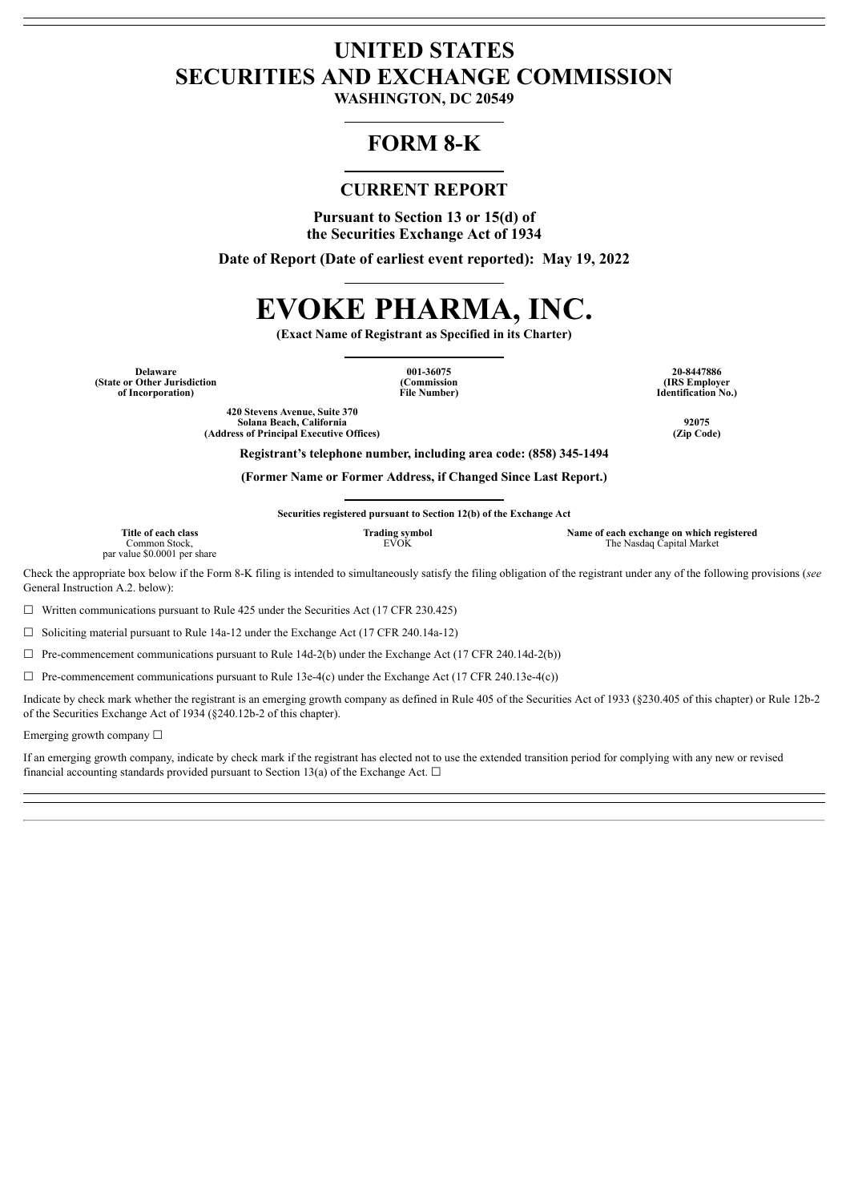# UNITED STATES
# SECURITIES AND EXCHANGE COMMISSION

**WASHINGTON, DC 20549**

# FORM 8-K

## CURRENT REPORT

**Pursuant to Section 13 or 15(d) of the Securities Exchange Act of 1934**

**Date of Report (Date of earliest event reported): May 19, 2022**

# EVOKE PHARMA, INC.

**(Exact Name of Registrant as Specified in its Charter)**

| | | |
|---|---|---|
| **Delaware** | **001-36075** | **20-8447886** |
| **(State or Other Jurisdiction of Incorporation)** | **(Commission File Number)** | **(IRS Employer Identification No.)** |

| | |
|---|---|
| **420 Stevens Avenue, Suite 370** | |
| **Solana Beach, California** | **92075** |
| **(Address of Principal Executive Offices)** | **(Zip Code)** |

**Registrant's telephone number, including area code: (858) 345-1494**

**(Former Name or Former Address, if Changed Since Last Report.)**

**Securities registered pursuant to Section 12(b) of the Exchange Act**

| Title of each class | Trading symbol | Name of each exchange on which registered |
|---|---|---|
| Common Stock, par value $0.0001 per share | EVOK | The Nasdaq Capital Market |

Check the appropriate box below if the Form 8-K filing is intended to simultaneously satisfy the filing obligation of the registrant under any of the following provisions (*see* General Instruction A.2. below):

☐ Written communications pursuant to Rule 425 under the Securities Act (17 CFR 230.425)

☐ Soliciting material pursuant to Rule 14a-12 under the Exchange Act (17 CFR 240.14a-12)

☐ Pre-commencement communications pursuant to Rule 14d-2(b) under the Exchange Act (17 CFR 240.14d-2(b))

☐ Pre-commencement communications pursuant to Rule 13e-4(c) under the Exchange Act (17 CFR 240.13e-4(c))

Indicate by check mark whether the registrant is an emerging growth company as defined in Rule 405 of the Securities Act of 1933 (§230.405 of this chapter) or Rule 12b-2 of the Securities Exchange Act of 1934 (§240.12b-2 of this chapter).

Emerging growth company ☐

If an emerging growth company, indicate by check mark if the registrant has elected not to use the extended transition period for complying with any new or revised financial accounting standards provided pursuant to Section 13(a) of the Exchange Act. ☐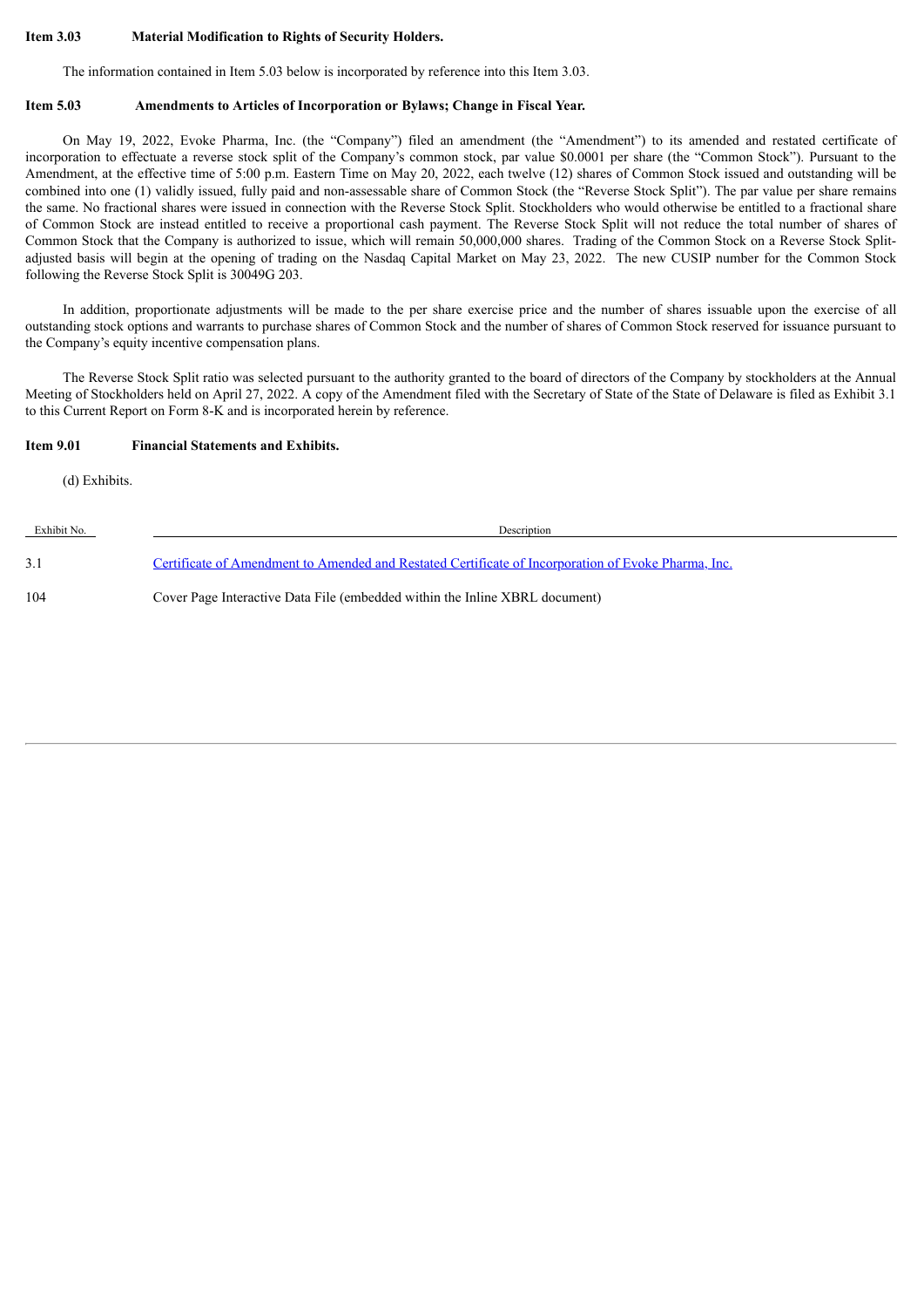**Item 3.03 Material Modification to Rights of Security Holders.**

The information contained in Item 5.03 below is incorporated by reference into this Item 3.03.

**Item 5.03 Amendments to Articles of Incorporation or Bylaws; Change in Fiscal Year.**

On May 19, 2022, Evoke Pharma, Inc. (the "Company") filed an amendment (the "Amendment") to its amended and restated certificate of incorporation to effectuate a reverse stock split of the Company's common stock, par value $0.0001 per share (the "Common Stock"). Pursuant to the Amendment, at the effective time of 5:00 p.m. Eastern Time on May 20, 2022, each twelve (12) shares of Common Stock issued and outstanding will be combined into one (1) validly issued, fully paid and non-assessable share of Common Stock (the "Reverse Stock Split"). The par value per share remains the same. No fractional shares were issued in connection with the Reverse Stock Split. Stockholders who would otherwise be entitled to a fractional share of Common Stock are instead entitled to receive a proportional cash payment. The Reverse Stock Split will not reduce the total number of shares of Common Stock that the Company is authorized to issue, which will remain 50,000,000 shares. Trading of the Common Stock on a Reverse Stock Split-adjusted basis will begin at the opening of trading on the Nasdaq Capital Market on May 23, 2022. The new CUSIP number for the Common Stock following the Reverse Stock Split is 30049G 203.

In addition, proportionate adjustments will be made to the per share exercise price and the number of shares issuable upon the exercise of all outstanding stock options and warrants to purchase shares of Common Stock and the number of shares of Common Stock reserved for issuance pursuant to the Company's equity incentive compensation plans.

The Reverse Stock Split ratio was selected pursuant to the authority granted to the board of directors of the Company by stockholders at the Annual Meeting of Stockholders held on April 27, 2022. A copy of the Amendment filed with the Secretary of State of the State of Delaware is filed as Exhibit 3.1 to this Current Report on Form 8-K and is incorporated herein by reference.

**Item 9.01 Financial Statements and Exhibits.**

(d) Exhibits.

| Exhibit No. | Description |
|---|---|
| 3.1 | Certificate of Amendment to Amended and Restated Certificate of Incorporation of Evoke Pharma, Inc. |
| 104 | Cover Page Interactive Data File (embedded within the Inline XBRL document) |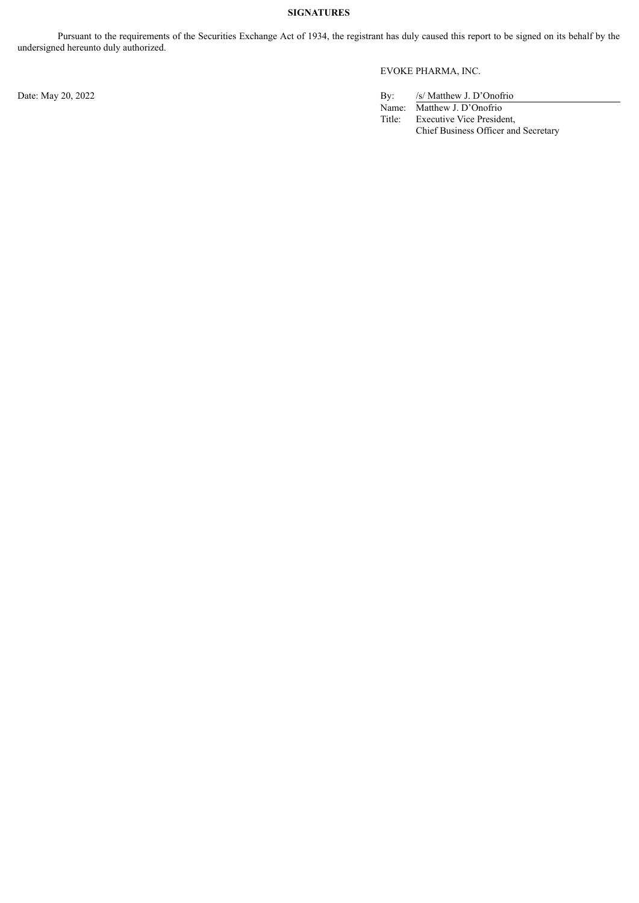**SIGNATURES**

Pursuant to the requirements of the Securities Exchange Act of 1934, the registrant has duly caused this report to be signed on its behalf by the undersigned hereunto duly authorized.

EVOKE PHARMA, INC.

Date: May 20, 2022

By: /s/ Matthew J. D'Onofrio
Name: Matthew J. D'Onofrio
Title: Executive Vice President,
Chief Business Officer and Secretary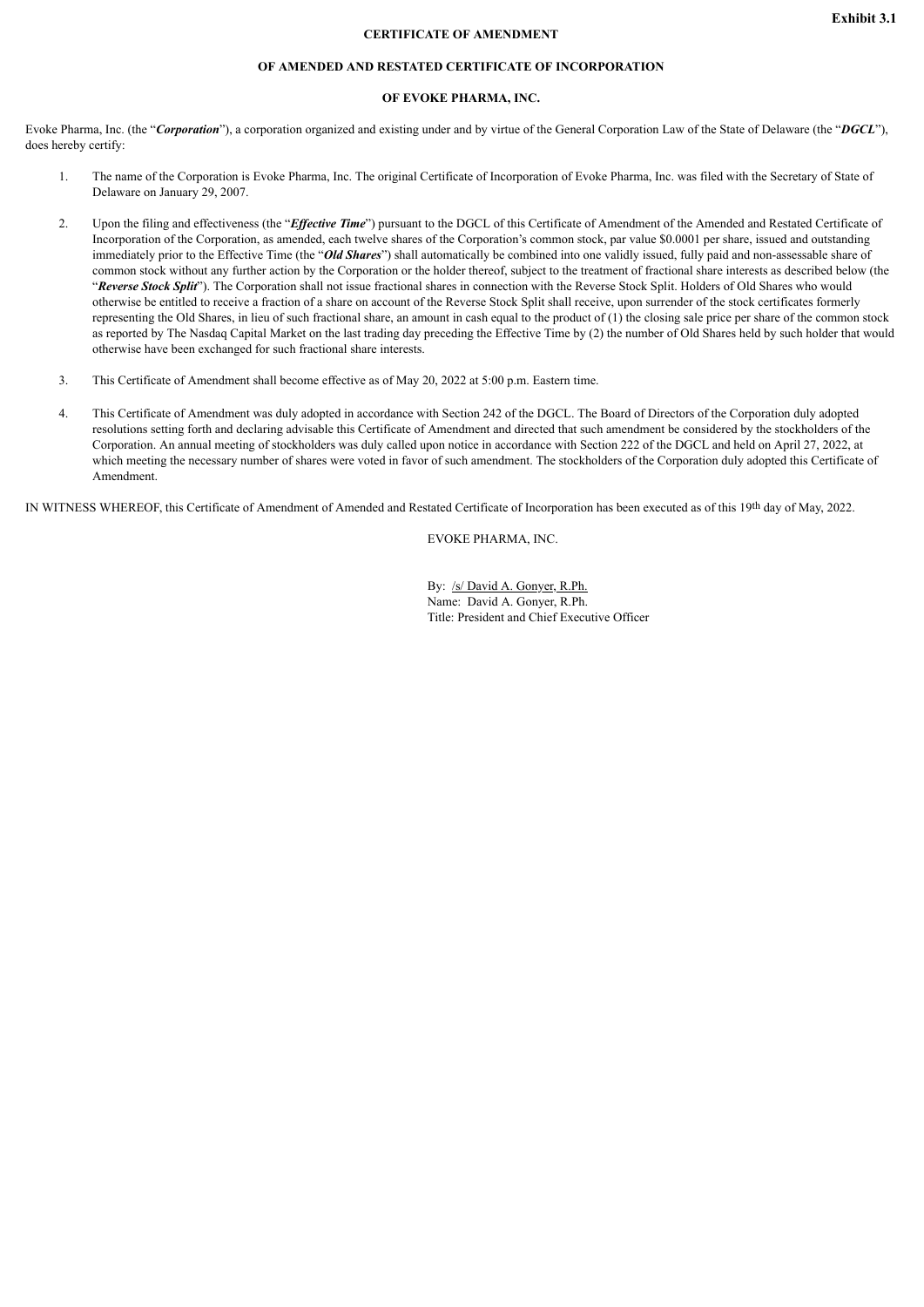**Exhibit 3.1**

**CERTIFICATE OF AMENDMENT**

**OF AMENDED AND RESTATED CERTIFICATE OF INCORPORATION**

**OF EVOKE PHARMA, INC.**

Evoke Pharma, Inc. (the "***Corporation***"), a corporation organized and existing under and by virtue of the General Corporation Law of the State of Delaware (the "***DGCL***"), does hereby certify:

1. The name of the Corporation is Evoke Pharma, Inc. The original Certificate of Incorporation of Evoke Pharma, Inc. was filed with the Secretary of State of Delaware on January 29, 2007.

2. Upon the filing and effectiveness (the "***Effective Time***") pursuant to the DGCL of this Certificate of Amendment of the Amended and Restated Certificate of Incorporation of the Corporation, as amended, each twelve shares of the Corporation's common stock, par value $0.0001 per share, issued and outstanding immediately prior to the Effective Time (the "***Old Shares***") shall automatically be combined into one validly issued, fully paid and non-assessable share of common stock without any further action by the Corporation or the holder thereof, subject to the treatment of fractional share interests as described below (the "***Reverse Stock Split***"). The Corporation shall not issue fractional shares in connection with the Reverse Stock Split. Holders of Old Shares who would otherwise be entitled to receive a fraction of a share on account of the Reverse Stock Split shall receive, upon surrender of the stock certificates formerly representing the Old Shares, in lieu of such fractional share, an amount in cash equal to the product of (1) the closing sale price per share of the common stock as reported by The Nasdaq Capital Market on the last trading day preceding the Effective Time by (2) the number of Old Shares held by such holder that would otherwise have been exchanged for such fractional share interests.

3. This Certificate of Amendment shall become effective as of May 20, 2022 at 5:00 p.m. Eastern time.

4. This Certificate of Amendment was duly adopted in accordance with Section 242 of the DGCL. The Board of Directors of the Corporation duly adopted resolutions setting forth and declaring advisable this Certificate of Amendment and directed that such amendment be considered by the stockholders of the Corporation. An annual meeting of stockholders was duly called upon notice in accordance with Section 222 of the DGCL and held on April 27, 2022, at which meeting the necessary number of shares were voted in favor of such amendment. The stockholders of the Corporation duly adopted this Certificate of Amendment.

IN WITNESS WHEREOF, this Certificate of Amendment of Amended and Restated Certificate of Incorporation has been executed as of this 19th day of May, 2022.

EVOKE PHARMA, INC.

By: /s/ David A. Gonyer, R.Ph.
Name: David A. Gonyer, R.Ph.
Title: President and Chief Executive Officer